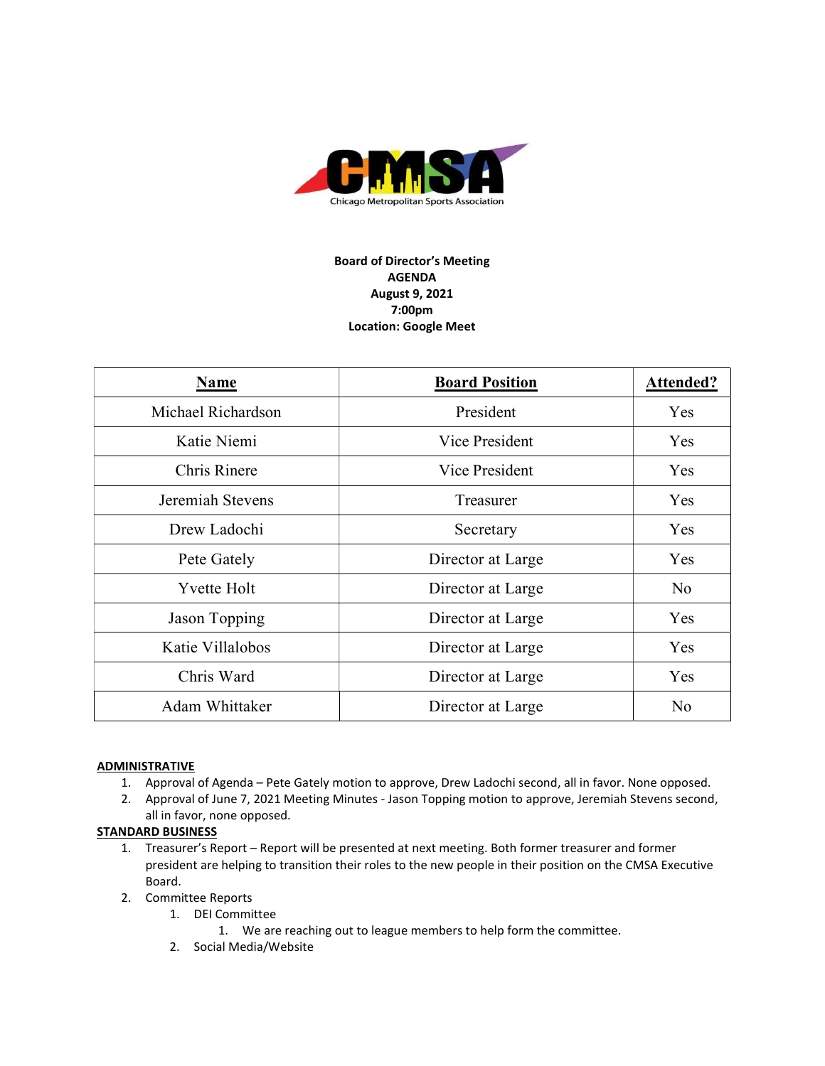**Chicago Metropolitan Sports Association**

**Board of Director's Meeting**
**AGENDA**
**August 9, 2021**
**7:00pm**
**Location: Google Meet**

| Name | Board Position | Attended? |
|---|---|---|
| Michael Richardson | President | Yes |
| Katie Niemi | Vice President | Yes |
| Chris Rinere | Vice President | Yes |
| Jeremiah Stevens | Treasurer | Yes |
| Drew Ladochi | Secretary | Yes |
| Pete Gately | Director at Large | Yes |
| Yvette Holt | Director at Large | No |
| Jason Topping | Director at Large | Yes |
| Katie Villalobos | Director at Large | Yes |
| Chris Ward | Director at Large | Yes |
| Adam Whittaker | Director at Large | No |

**ADMINISTRATIVE**

1. Approval of Agenda – Pete Gately motion to approve, Drew Ladochi second, all in favor. None opposed.
2. Approval of June 7, 2021 Meeting Minutes - Jason Topping motion to approve, Jeremiah Stevens second, all in favor, none opposed.

**STANDARD BUSINESS**

1. Treasurer's Report – Report will be presented at next meeting. Both former treasurer and former president are helping to transition their roles to the new people in their position on the CMSA Executive Board.
2. Committee Reports
   1. DEI Committee
      1. We are reaching out to league members to help form the committee.
   2. Social Media/Website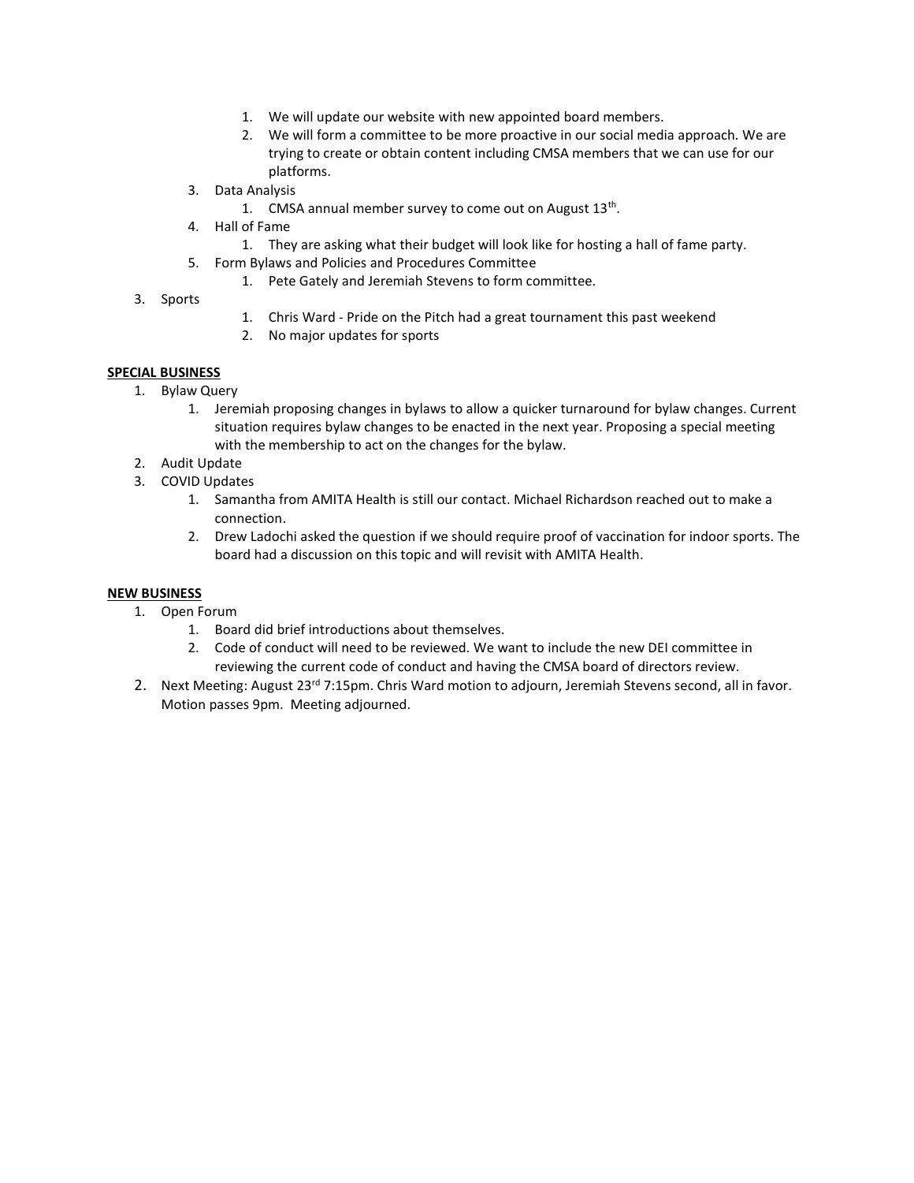1. We will update our website with new appointed board members.
      2. We will form a committee to be more proactive in our social media approach. We are trying to create or obtain content including CMSA members that we can use for our platforms.
   3. Data Analysis
      1. CMSA annual member survey to come out on August 13th.
   4. Hall of Fame
      1. They are asking what their budget will look like for hosting a hall of fame party.
   5. Form Bylaws and Policies and Procedures Committee
      1. Pete Gately and Jeremiah Stevens to form committee.
3. Sports
      1. Chris Ward - Pride on the Pitch had a great tournament this past weekend
      2. No major updates for sports

**SPECIAL BUSINESS**

1. Bylaw Query
   1. Jeremiah proposing changes in bylaws to allow a quicker turnaround for bylaw changes. Current situation requires bylaw changes to be enacted in the next year. Proposing a special meeting with the membership to act on the changes for the bylaw.
2. Audit Update
3. COVID Updates
   1. Samantha from AMITA Health is still our contact. Michael Richardson reached out to make a connection.
   2. Drew Ladochi asked the question if we should require proof of vaccination for indoor sports. The board had a discussion on this topic and will revisit with AMITA Health.

**NEW BUSINESS**

1. Open Forum
   1. Board did brief introductions about themselves.
   2. Code of conduct will need to be reviewed. We want to include the new DEI committee in reviewing the current code of conduct and having the CMSA board of directors review.
2. Next Meeting: August 23rd 7:15pm. Chris Ward motion to adjourn, Jeremiah Stevens second, all in favor. Motion passes 9pm. Meeting adjourned.